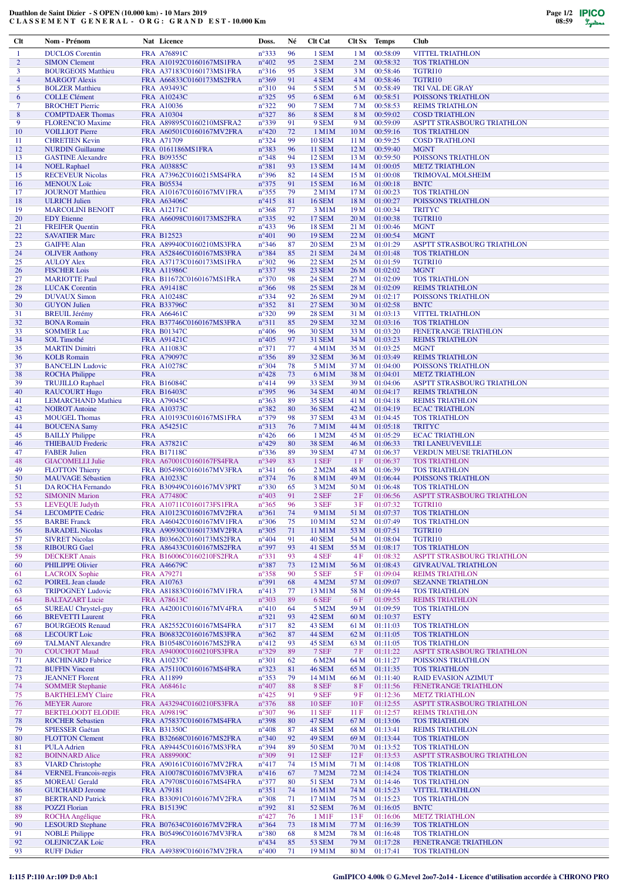**Duathlon de Saint Dizier - S OPEN (10.000 km) - 10 Mars 2019**
**CLASSEMENT GENERAL - ORG: GRAND EST - 10.000 Km**

| Clt | Nom - Prénom | Nat | Licence | Doss. | Né | Clt Cat | Clt Sx | Temps | Club |
|---|---|---|---|---|---|---|---|---|---|
| 1 | DUCLOS Corentin | FRA | A76891C | n°333 | 96 | 1 SEM | 1 M | 00:58:09 | VITTEL TRIATHLON |
| 2 | SIMON Clement | FRA | A10192C0160167MS1FRA | n°402 | 95 | 2 SEM | 2 M | 00:58:32 | TOS TRIATHLON |
| 3 | BOURGEOIS Matthieu | FRA | A37183C0160173MS1FRA | n°316 | 95 | 3 SEM | 3 M | 00:58:46 | TGTRI10 |
| 4 | MARGOT Alexis | FRA | A66833C0160173MS2FRA | n°369 | 91 | 4 SEM | 4 M | 00:58:46 | TGTRI10 |
| 5 | BOLZER Matthieu | FRA | A93493C | n°310 | 94 | 5 SEM | 5 M | 00:58:49 | TRI VAL DE GRAY |
| 6 | COLLE Clément | FRA | A10243C | n°325 | 95 | 6 SEM | 6 M | 00:58:51 | POISSONS TRIATHLON |
| 7 | BROCHET Pierric | FRA | A10036 | n°322 | 90 | 7 SEM | 7 M | 00:58:53 | REIMS TRIATHLON |
| 8 | COMPTDAER Thomas | FRA | A10304 | n°327 | 86 | 8 SEM | 8 M | 00:59:02 | COSD TRIATHLON |
| 9 | FLORENCIO Maxime | FRA | A89895C0160210MSFRA2 | n°339 | 91 | 9 SEM | 9 M | 00:59:09 | ASPTT STRASBOURG TRIATHLON |
| 10 | VOILLIOT Pierre | FRA | A60501C0160167MV2FRA | n°420 | 72 | 1 M1M | 10 M | 00:59:16 | TOS TRIATHLON |
| 11 | CHRETIEN Kevin | FRA | A71709 | n°324 | 99 | 10 SEM | 11 M | 00:59:25 | COSD TRATHLONI |
| 12 | NURDIN Guillaume | FRA | 0161186MS1FRA | n°383 | 96 | 11 SEM | 12 M | 00:59:40 | MGNT |
| 13 | GASTINE Alexandre | FRA | B09355C | n°348 | 94 | 12 SEM | 13 M | 00:59:50 | POISSONS TRIATHLON |
| 14 | NOEL Raphael | FRA | A03885C | n°381 | 93 | 13 SEM | 14 M | 01:00:05 | METZ TRIATHLON |
| 15 | RECEVEUR Nicolas | FRA | A73962C0160215MS4FRA | n°396 | 82 | 14 SEM | 15 M | 01:00:08 | TRIMOVAL MOLSHEIM |
| 16 | MENOUX Loïc | FRA | B05534 | n°375 | 91 | 15 SEM | 16 M | 01:00:18 | BNTC |
| 17 | JOURNOT Matthieu | FRA | A10167C0160167MV1FRA | n°355 | 79 | 2 M1M | 17 M | 01:00:23 | TOS TRIATHLON |
| 18 | ULRICH Julien | FRA | A63406C | n°415 | 81 | 16 SEM | 18 M | 01:00:27 | POISSONS TRIATHLON |
| 19 | MARCOLINI BENOIT | FRA | A12171C | n°368 | 77 | 3 M1M | 19 M | 01:00:34 | TRITYC |
| 20 | EDY Etienne | FRA | A66098C0160173MS2FRA | n°335 | 92 | 17 SEM | 20 M | 01:00:38 | TGTRI10 |
| 21 | FREIFER Quentin | FRA | | n°433 | 96 | 18 SEM | 21 M | 01:00:46 | MGNT |
| 22 | SAVATIER Marc | FRA | B12523 | n°401 | 90 | 19 SEM | 22 M | 01:00:54 | MGNT |
| 23 | GAIFFE Alan | FRA | A89940C0160210MS3FRA | n°346 | 87 | 20 SEM | 23 M | 01:01:29 | ASPTT STRASBOURG TRIATHLON |
| 24 | OLIVER Anthony | FRA | A52846C0160167MS3FRA | n°384 | 85 | 21 SEM | 24 M | 01:01:48 | TOS TRIATHLON |
| 25 | AULOY Alex | FRA | A37173C0160173MS1FRA | n°302 | 96 | 22 SEM | 25 M | 01:01:59 | TGTRI10 |
| 26 | FISCHER Lois | FRA | A11986C | n°337 | 98 | 23 SEM | 26 M | 01:02:02 | MGNT |
| 27 | MARIOTTE Paul | FRA | B11672C0160167MS1FRA | n°370 | 98 | 24 SEM | 27 M | 01:02:09 | TOS TRIATHLON |
| 28 | LUCAK Corentin | FRA | A91418C | n°366 | 98 | 25 SEM | 28 M | 01:02:09 | REIMS TRIATHLON |
| 29 | DUVAUX Simon | FRA | A10248C | n°334 | 92 | 26 SEM | 29 M | 01:02:17 | POISSONS TRIATHLON |
| 30 | GUYON Julien | FRA | B33796C | n°352 | 81 | 27 SEM | 30 M | 01:02:58 | BNTC |
| 31 | BREUIL Jérémy | FRA | A66461C | n°320 | 99 | 28 SEM | 31 M | 01:03:13 | VITTEL TRIATHLON |
| 32 | BONA Romain | FRA | B37746C0160167MS3FRA | n°311 | 85 | 29 SEM | 32 M | 01:03:16 | TOS TRIATHLON |
| 33 | SOMMER Luc | FRA | B01347C | n°406 | 96 | 30 SEM | 33 M | 01:03:20 | FENETRANGE TRIATHLON |
| 34 | SOL Timothé | FRA | A91421C | n°405 | 97 | 31 SEM | 34 M | 01:03:23 | REIMS TRIATHLON |
| 35 | MARTIN Dimitri | FRA | A11083C | n°371 | 77 | 4 M1M | 35 M | 01:03:25 | MGNT |
| 36 | KOLB Romain | FRA | A79097C | n°356 | 89 | 32 SEM | 36 M | 01:03:49 | REIMS TRIATHLON |
| 37 | BANCELIN Ludovic | FRA | A10278C | n°304 | 78 | 5 M1M | 37 M | 01:04:00 | POISSONS TRIATHLON |
| 38 | ROCHA Philippe | FRA | | n°428 | 73 | 6 M1M | 38 M | 01:04:01 | METZ TRIATHLON |
| 39 | TRUJILLO Raphael | FRA | B16084C | n°414 | 99 | 33 SEM | 39 M | 01:04:06 | ASPTT STRASBOURG TRIATHLON |
| 40 | RAUCOURT Hugo | FRA | B16403C | n°395 | 96 | 34 SEM | 40 M | 01:04:17 | REIMS TRIATHLON |
| 41 | LEMARCHAND Mathieu | FRA | A79045C | n°363 | 89 | 35 SEM | 41 M | 01:04:18 | REIMS TRIATHLON |
| 42 | NOIROT Antoine | FRA | A10373C | n°382 | 80 | 36 SEM | 42 M | 01:04:19 | ECAC TRIATHLON |
| 43 | MOUGEL Thomas | FRA | A10193C0160167MS1FRA | n°379 | 98 | 37 SEM | 43 M | 01:04:45 | TOS TRIATHLON |
| 44 | BOUCENA Samy | FRA | A54251C | n°313 | 76 | 7 M1M | 44 M | 01:05:18 | TRITYC |
| 45 | BAILLY Philippe | FRA | | n°426 | 66 | 1 M2M | 45 M | 01:05:29 | ECAC TRIATHLON |
| 46 | THIEBAUD Frederic | FRA | A37821C | n°429 | 80 | 38 SEM | 46 M | 01:06:33 | TRI LANEUVEVILLE |
| 47 | FABER Julien | FRA | B17118C | n°336 | 89 | 39 SEM | 47 M | 01:06:37 | VERDUN MEUSE TRIATHLON |
| 48 | GIACOMELLI Julie | FRA | A67001C0160167FS4FRA | n°349 | 83 | 1 SEF | 1 F | 01:06:37 | TOS TRIATHLON |
| 49 | FLOTTON Thierry | FRA | B05498C0160167MV3FRA | n°341 | 66 | 2 M2M | 48 M | 01:06:39 | TOS TRIATHLON |
| 50 | MAUVAGE Sébastien | FRA | A10233C | n°374 | 76 | 8 M1M | 49 M | 01:06:44 | POISSONS TRIATHLON |
| 51 | DA ROCHA Fernando | FRA | B30949C0160167MV3PRT | n°330 | 65 | 3 M2M | 50 M | 01:06:48 | TOS TRIATHLON |
| 52 | SIMONIN Marion | FRA | A77480C | n°403 | 91 | 2 SEF | 2 F | 01:06:56 | ASPTT STRASBOURG TRIATHLON |
| 53 | LEVEQUE Judyth | FRA | A10711C0160173FS1FRA | n°365 | 96 | 3 SEF | 3 F | 01:07:32 | TGTRI10 |
| 54 | LECOMPTE Cedric | FRA | A10123C0160167MV2FRA | n°361 | 74 | 9 M1M | 51 M | 01:07:37 | TOS TRIATHLON |
| 55 | BARBE Franck | FRA | A46042C0160167MV1FRA | n°306 | 75 | 10 M1M | 52 M | 01:07:49 | TOS TRIATHLON |
| 56 | BARADEL Nicolas | FRA | A90930C0160167MV2FRA | n°305 | 71 | 11 M1M | 53 M | 01:07:51 | TGTRI10 |
| 57 | SIVRET Nicolas | FRA | B03662C0160173MS2FRA | n°404 | 91 | 40 SEM | 54 M | 01:08:04 | TGTRI10 |
| 58 | RIBOURG Gael | FRA | A86433C0160167MS2FRA | n°397 | 93 | 41 SEM | 55 M | 01:08:17 | TOS TRIATHLON |
| 59 | DECKERT Anais | FRA | B16006C0160210FS2FRA | n°331 | 93 | 4 SEF | 4 F | 01:08:32 | ASPTT STRASBOURG TRIATHLON |
| 60 | PHILIPPE Olivier | FRA | A46679C | n°387 | 73 | 12 M1M | 56 M | 01:08:43 | GIVRAUVAL TRIATHLON |
| 61 | LACROIX Sophie | FRA | A79271 | n°358 | 90 | 5 SEF | 5 F | 01:09:04 | REIMS TRIATHLON |
| 62 | POIREL Jean claude | FRA | A10763 | n°391 | 68 | 4 M2M | 57 M | 01:09:07 | SEZANNE TRIATHLON |
| 63 | TRIPOGNEY Ludovic | FRA | A81883C0160167MV1FRA | n°413 | 77 | 13 M1M | 58 M | 01:09:44 | TOS TRIATHLON |
| 64 | BALTAZART Lucie | FRA | A78613C | n°303 | 89 | 6 SEF | 6 F | 01:09:55 | REIMS TRIATHLON |
| 65 | SUREAU Chrystel-guy | FRA | A42001C0160167MV4FRA | n°410 | 64 | 5 M2M | 59 M | 01:09:59 | TOS TRIATHLON |
| 66 | BREVETTI Laurent | FRA | | n°321 | 93 | 42 SEM | 60 M | 01:10:37 | ESTY |
| 67 | BOURGEOIS Renaud | FRA | A82552C0160167MS4FRA | n°317 | 82 | 43 SEM | 61 M | 01:11:03 | TOS TRIATHLON |
| 68 | LECOURT Loic | FRA | B06832C0160167MS3FRA | n°362 | 87 | 44 SEM | 62 M | 01:11:05 | TOS TRIATHLON |
| 69 | TALMANT Alexandre | FRA | B10548C0160167MS2FRA | n°412 | 93 | 45 SEM | 63 M | 01:11:05 | TOS TRIATHLON |
| 70 | COUCHOT Maud | FRA | A94000C0160210FS3FRA | n°329 | 89 | 7 SEF | 7 F | 01:11:22 | ASPTT STRASBOURG TRIATHLON |
| 71 | ARCHINARD Fabrice | FRA | A10237C | n°301 | 62 | 6 M2M | 64 M | 01:11:27 | POISSONS TRIATHLON |
| 72 | BUFFIN Vincent | FRA | A75110C0160167MS4FRA | n°323 | 81 | 46 SEM | 65 M | 01:11:35 | TOS TRIATHLON |
| 73 | JEANNET Florent | FRA | A11899 | n°353 | 79 | 14 M1M | 66 M | 01:11:40 | RAID EVASION AZIMUT |
| 74 | SOMMER Stephanie | FRA | A68461c | n°407 | 88 | 8 SEF | 8 F | 01:11:56 | FENETRANGE TRIATHLON |
| 75 | BARTHELEMY Claire | FRA | | n°425 | 91 | 9 SEF | 9 F | 01:12:36 | METZ TRIATHLON |
| 76 | MEYER Aurore | FRA | A43294C0160210FS3FRA | n°376 | 88 | 10 SEF | 10 F | 01:12:55 | ASPTT STRASBOURG TRIATHLON |
| 77 | BERTELOODT ELODIE | FRA | A09819C | n°307 | 96 | 11 SEF | 11 F | 01:12:57 | REIMS TRIATHLON |
| 78 | ROCHER Sebastien | FRA | A75818C0160167MS4FRA | n°398 | 80 | 47 SEM | 67 M | 01:13:06 | TOS TRIATHLON |
| 79 | SPIESSER Gaétan | FRA | B31350C | n°408 | 87 | 48 SEM | 68 M | 01:13:41 | REIMS TRIATHLON |
| 80 | FLOTTON Clement | FRA | B32668C0160167MS2FRA | n°340 | 92 | 49 SEM | 69 M | 01:13:44 | TOS TRIATHLON |
| 81 | PULA Adrien | FRA | A89445C0160167MS3FRA | n°394 | 89 | 50 SEM | 70 M | 01:13:52 | TOS TRIATHLON |
| 82 | BOINNARD Alice | FRA | A889900C | n°309 | 91 | 12 SEF | 12 F | 01:13:53 | ASPTT STRASBOURG TRIATHLON |
| 83 | VIARD Christophe | FRA | A90161C0160167MV2FRA | n°417 | 74 | 15 M1M | 71 M | 01:14:08 | TOS TRIATHLON |
| 84 | VERNEL Francois-regis | FRA | A10078C0160167MV3FRA | n°416 | 67 | 7 M2M | 72 M | 01:14:24 | TOS TRIATHLON |
| 85 | MOREAU Gerald | FRA | A79708C0160167MS4FRA | n°377 | 80 | 51 SEM | 73 M | 01:14:46 | TOS TRIATHLON |
| 86 | GUICHARD Jerome | FRA | A79181 | n°351 | 74 | 16 M1M | 74 M | 01:15:23 | VITTEL TRIATHLON |
| 87 | BERTRAND Patrick | FRA | B33091C0160167MV2FRA | n°308 | 71 | 17 M1M | 75 M | 01:15:23 | TOS TRIATHLON |
| 88 | POZZI Florian | FRA | B15139C | n°392 | 81 | 52 SEM | 76 M | 01:16:05 | BNTC |
| 89 | ROCHA Angélique | FRA | | n°427 | 76 | 1 M1F | 13 F | 01:16:06 | METZ TRIATHLON |
| 90 | LESOURD Stephane | FRA | B07634C0160167MV2FRA | n°364 | 73 | 18 M1M | 77 M | 01:16:39 | TOS TRIATHLON |
| 91 | NOBLE Philippe | FRA | B05496C0160167MV3FRA | n°380 | 68 | 8 M2M | 78 M | 01:16:48 | TOS TRIATHLON |
| 92 | OLEJNICZAK Loic | FRA | | n°434 | 85 | 53 SEM | 79 M | 01:17:28 | FENETRANGE TRIATHLON |
| 93 | RUFF Didier | FRA | A49389C0160167MV2FRA | n°400 | 71 | 19 M1M | 80 M | 01:17:41 | TOS TRIATHLON |

I:115 P:110 Ar:109 D:0 Ab:1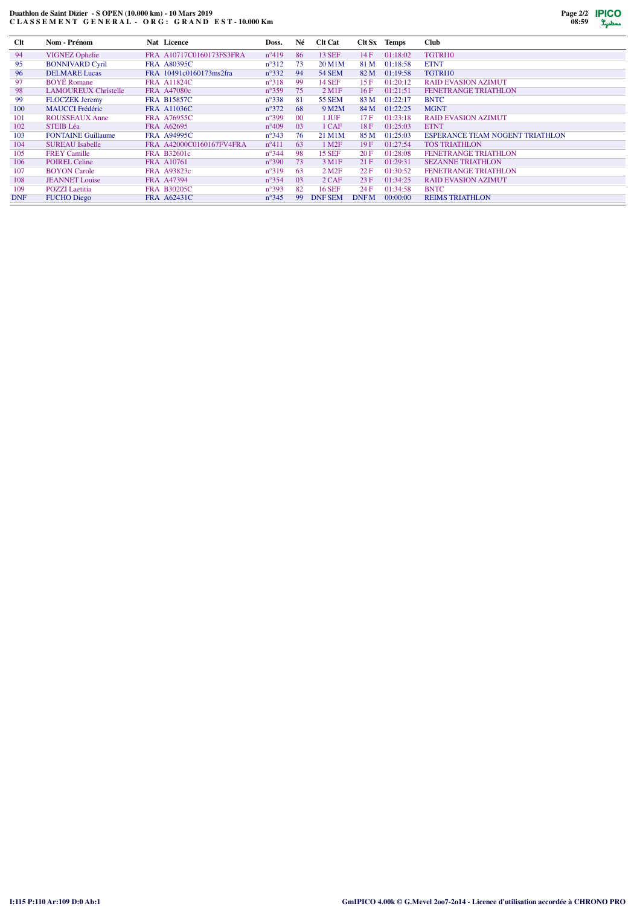**Duathlon de Saint Dizier - S OPEN (10.000 km) - 10 Mars 2019**
**C L A S S E M E N T   G E N E R A L - O R G : G R A N D   E S T - 10.000 Km**

| Clt | Nom - Prénom | Nat | Licence | Doss. | Né | Clt Cat | Clt Sx | Temps | Club |
|---|---|---|---|---|---|---|---|---|---|
| 94 | VIGNEZ Ophelie | FRA | A10717C0160173FS3FRA | n°419 | 86 | 13 SEF | 14 F | 01:18:02 | TGTRI10 |
| 95 | BONNIVARD Cyril | FRA | A80395C | n°312 | 73 | 20 M1M | 81 M | 01:18:58 | ETNT |
| 96 | DELMARE Lucas | FRA | 10491c0160173ms2fra | n°332 | 94 | 54 SEM | 82 M | 01:19:58 | TGTRI10 |
| 97 | BOYÉ Romane | FRA | A11824C | n°318 | 99 | 14 SEF | 15 F | 01:20:12 | RAID EVASION AZIMUT |
| 98 | LAMOUREUX Christelle | FRA | A47080c | n°359 | 75 | 2 M1F | 16 F | 01:21:51 | FENETRANGE TRIATHLON |
| 99 | FLOCZEK Jeremy | FRA | B15857C | n°338 | 81 | 55 SEM | 83 M | 01:22:17 | BNTC |
| 100 | MAUCCI Frédéric | FRA | A11036C | n°372 | 68 | 9 M2M | 84 M | 01:22:25 | MGNT |
| 101 | ROUSSEAUX Anne | FRA | A76955C | n°399 | 00 | 1 JUF | 17 F | 01:23:18 | RAID EVASION AZIMUT |
| 102 | STEIB Léa | FRA | A62695 | n°409 | 03 | 1 CAF | 18 F | 01:25:03 | ETNT |
| 103 | FONTAINE Guillaume | FRA | A94995C | n°343 | 76 | 21 M1M | 85 M | 01:25:03 | ESPERANCE TEAM NOGENT TRIATHLON |
| 104 | SUREAU Isabelle | FRA | A42000C0160167FV4FRA | n°411 | 63 | 1 M2F | 19 F | 01:27:54 | TOS TRIATHLON |
| 105 | FREY Camille | FRA | B32601c | n°344 | 98 | 15 SEF | 20 F | 01:28:08 | FENETRANGE TRIATHLON |
| 106 | POIREL Celine | FRA | A10761 | n°390 | 73 | 3 M1F | 21 F | 01:29:31 | SEZANNE TRIATHLON |
| 107 | BOYON Carole | FRA | A93823c | n°319 | 63 | 2 M2F | 22 F | 01:30:52 | FENETRANGE TRIATHLON |
| 108 | JEANNET Louise | FRA | A47394 | n°354 | 03 | 2 CAF | 23 F | 01:34:25 | RAID EVASION AZIMUT |
| 109 | POZZI Laetitia | FRA | B30205C | n°393 | 82 | 16 SEF | 24 F | 01:34:58 | BNTC |
| DNF | FUCHO Diego | FRA | A62431C | n°345 | 99 | DNF SEM | DNF M | 00:00:00 | REIMS TRIATHLON |

I:115 P:110 Ar:109 D:0 Ab:1

GmIPICO 4.00k © G.Mevel 2oo7-2o14 - Licence d'utilisation accordée à CHRONO PRO